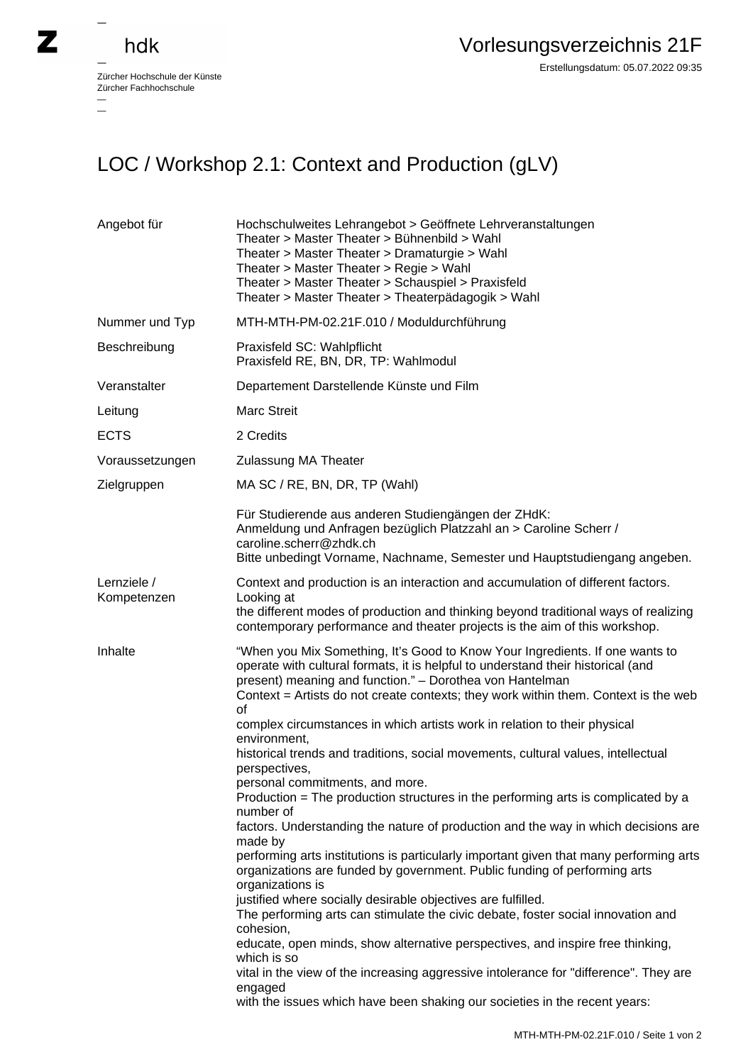Zürcher Hochschule der Künste
Zürcher Fachhochschule

# Vorlesungsverzeichnis 21F

Erstellungsdatum: 05.07.2022 09:35

## LOC / Workshop 2.1: Context and Production (gLV)

| | |
|---|---|
| Angebot für | Hochschulweites Lehrangebot > Geöffnete Lehrveranstaltungen<br>Theater > Master Theater > Bühnenbild > Wahl<br>Theater > Master Theater > Dramaturgie > Wahl<br>Theater > Master Theater > Regie > Wahl<br>Theater > Master Theater > Schauspiel > Praxisfeld<br>Theater > Master Theater > Theaterpädagogik > Wahl |
| Nummer und Typ | MTH-MTH-PM-02.21F.010 / Moduldurchführung |
| Beschreibung | Praxisfeld SC: Wahlpflicht<br>Praxisfeld RE, BN, DR, TP: Wahlmodul |
| Veranstalter | Departement Darstellende Künste und Film |
| Leitung | Marc Streit |
| ECTS | 2 Credits |
| Voraussetzungen | Zulassung MA Theater |
| Zielgruppen | MA SC / RE, BN, DR, TP (Wahl)<br><br>Für Studierende aus anderen Studiengängen der ZHdK:<br>Anmeldung und Anfragen bezüglich Platzzahl an > Caroline Scherr / caroline.scherr@zhdk.ch<br>Bitte unbedingt Vorname, Nachname, Semester und Hauptstudiengang angeben. |
| Lernziele / Kompetenzen | Context and production is an interaction and accumulation of different factors. Looking at<br>the different modes of production and thinking beyond traditional ways of realizing contemporary performance and theater projects is the aim of this workshop. |
| Inhalte | "When you Mix Something, It's Good to Know Your Ingredients. If one wants to operate with cultural formats, it is helpful to understand their historical (and present) meaning and function." – Dorothea von Hantelman<br>Context = Artists do not create contexts; they work within them. Context is the web of<br>complex circumstances in which artists work in relation to their physical environment,<br>historical trends and traditions, social movements, cultural values, intellectual perspectives,<br>personal commitments, and more.<br>Production = The production structures in the performing arts is complicated by a number of<br>factors. Understanding the nature of production and the way in which decisions are made by<br>performing arts institutions is particularly important given that many performing arts organizations are funded by government. Public funding of performing arts organizations is<br>justified where socially desirable objectives are fulfilled.<br>The performing arts can stimulate the civic debate, foster social innovation and cohesion,<br>educate, open minds, show alternative perspectives, and inspire free thinking, which is so<br>vital in the view of the increasing aggressive intolerance for "difference". They are engaged<br>with the issues which have been shaking our societies in the recent years: |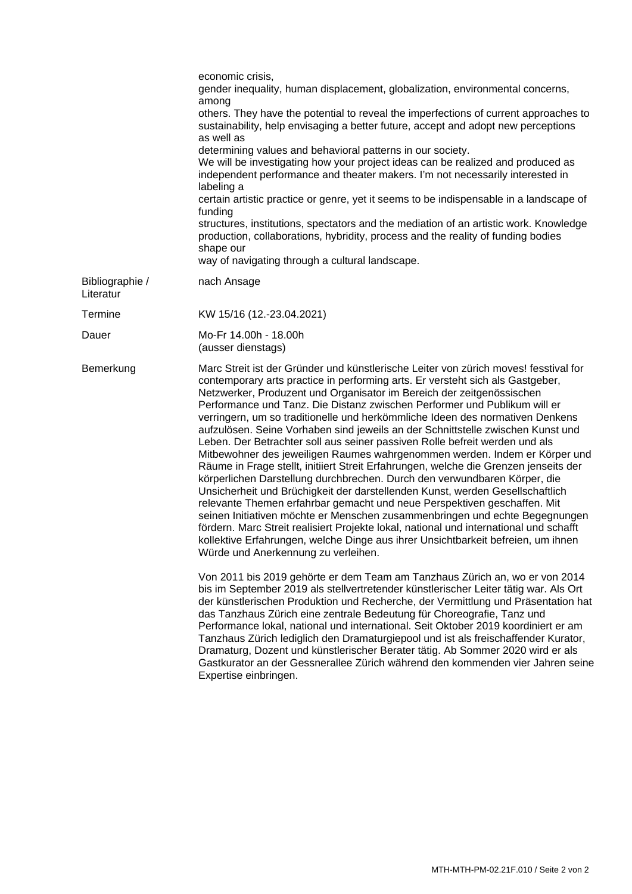economic crisis,
gender inequality, human displacement, globalization, environmental concerns, among
others. They have the potential to reveal the imperfections of current approaches to sustainability, help envisaging a better future, accept and adopt new perceptions as well as
determining values and behavioral patterns in our society.
We will be investigating how your project ideas can be realized and produced as independent performance and theater makers. I'm not necessarily interested in labeling a
certain artistic practice or genre, yet it seems to be indispensable in a landscape of funding
structures, institutions, spectators and the mediation of an artistic work. Knowledge production, collaborations, hybridity, process and the reality of funding bodies shape our
way of navigating through a cultural landscape.

| | |
|---|---|
| Bibliographie / Literatur | nach Ansage |
| Termine | KW 15/16 (12.-23.04.2021) |
| Dauer | Mo-Fr 14.00h - 18.00h (ausser dienstags) |
| Bemerkung | Marc Streit ist der Gründer und künstlerische Leiter von zürich moves! fesstival for contemporary arts practice in performing arts. Er versteht sich als Gastgeber, Netzwerker, Produzent und Organisator im Bereich der zeitgenössischen Performance und Tanz. Die Distanz zwischen Performer und Publikum will er verringern, um so traditionelle und herkömmliche Ideen des normativen Denkens aufzulösen. Seine Vorhaben sind jeweils an der Schnittstelle zwischen Kunst und Leben. Der Betrachter soll aus seiner passiven Rolle befreit werden und als Mitbewohner des jeweiligen Raumes wahrgenommen werden. Indem er Körper und Räume in Frage stellt, initiiert Streit Erfahrungen, welche die Grenzen jenseits der körperlichen Darstellung durchbrechen. Durch den verwundbaren Körper, die Unsicherheit und Brüchigkeit der darstellenden Kunst, werden Gesellschaftlich relevante Themen erfahrbar gemacht und neue Perspektiven geschaffen. Mit seinen Initiativen möchte er Menschen zusammenbringen und echte Begegnungen fördern. Marc Streit realisiert Projekte lokal, national und international und schafft kollektive Erfahrungen, welche Dinge aus ihrer Unsichtbarkeit befreien, um ihnen Würde und Anerkennung zu verleihen.<br><br>Von 2011 bis 2019 gehörte er dem Team am Tanzhaus Zürich an, wo er von 2014 bis im September 2019 als stellvertretender künstlerischer Leiter tätig war. Als Ort der künstlerischen Produktion und Recherche, der Vermittlung und Präsentation hat das Tanzhaus Zürich eine zentrale Bedeutung für Choreografie, Tanz und Performance lokal, national und international. Seit Oktober 2019 koordiniert er am Tanzhaus Zürich lediglich den Dramaturgiepool und ist als freischaffender Kurator, Dramaturg, Dozent und künstlerischer Berater tätig. Ab Sommer 2020 wird er als Gastkurator an der Gessnerallee Zürich während den kommenden vier Jahren seine Expertise einbringen. |